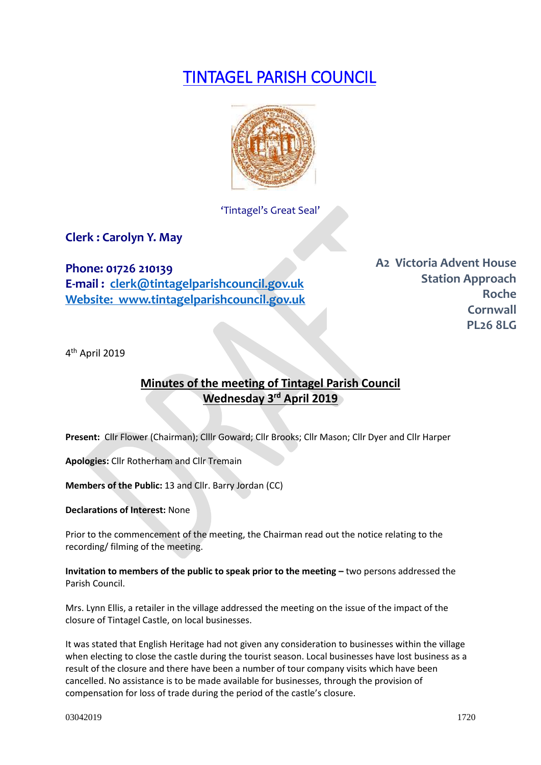# TINTAGEL PARISH COUNCIL

'Tintagel's Great Seal'

**Clerk : Carolyn Y. May**

**Phone: 01726 210139**
**E-mail : clerk@tintagelparishcouncil.gov.uk**
**Website: www.tintagelparishcouncil.gov.uk**

**A2 Victoria Advent House**
**Station Approach**
**Roche**
**Cornwall**
**PL26 8LG**

4th April 2019

## Minutes of the meeting of Tintagel Parish Council
## Wednesday 3rd April 2019

**Present:** Cllr Flower (Chairman); Clllr Goward; Cllr Brooks; Cllr Mason; Cllr Dyer and Cllr Harper

**Apologies:** Cllr Rotherham and Cllr Tremain

**Members of the Public:** 13 and Cllr. Barry Jordan (CC)

**Declarations of Interest:** None

Prior to the commencement of the meeting, the Chairman read out the notice relating to the recording/ filming of the meeting.

**Invitation to members of the public to speak prior to the meeting –** two persons addressed the Parish Council.

Mrs. Lynn Ellis, a retailer in the village addressed the meeting on the issue of the impact of the closure of Tintagel Castle, on local businesses.

It was stated that English Heritage had not given any consideration to businesses within the village when electing to close the castle during the tourist season. Local businesses have lost business as a result of the closure and there have been a number of tour company visits which have been cancelled. No assistance is to be made available for businesses, through the provision of compensation for loss of trade during the period of the castle's closure.

03042019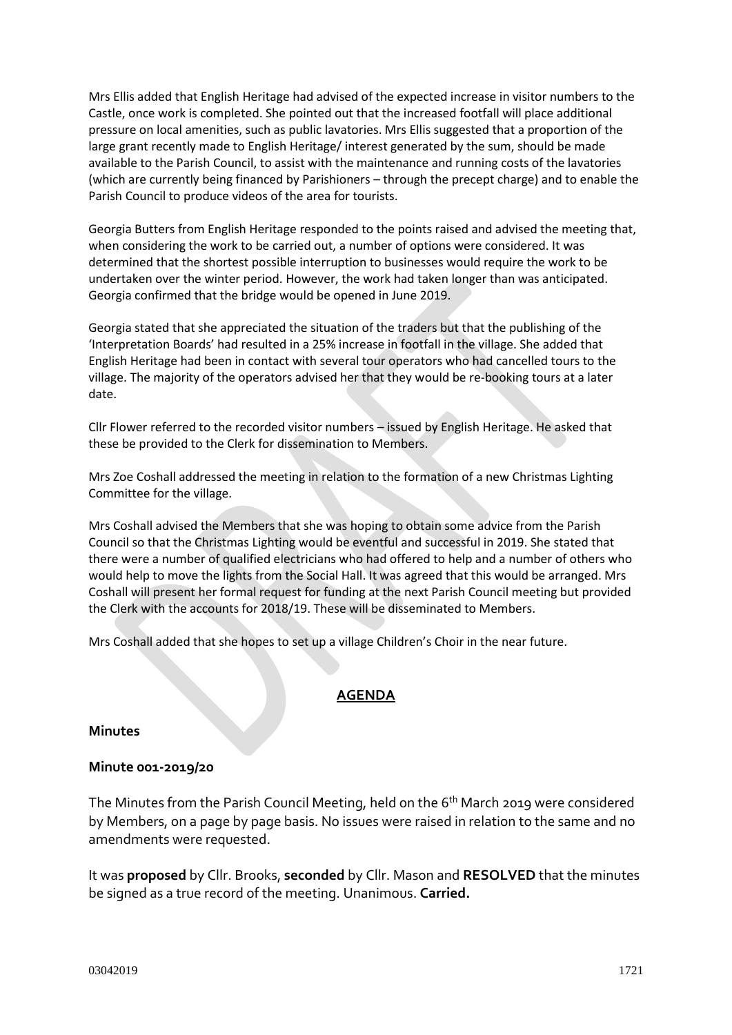Mrs Ellis added that English Heritage had advised of the expected increase in visitor numbers to the Castle, once work is completed. She pointed out that the increased footfall will place additional pressure on local amenities, such as public lavatories. Mrs Ellis suggested that a proportion of the large grant recently made to English Heritage/ interest generated by the sum, should be made available to the Parish Council, to assist with the maintenance and running costs of the lavatories (which are currently being financed by Parishioners – through the precept charge) and to enable the Parish Council to produce videos of the area for tourists.

Georgia Butters from English Heritage responded to the points raised and advised the meeting that, when considering the work to be carried out, a number of options were considered. It was determined that the shortest possible interruption to businesses would require the work to be undertaken over the winter period. However, the work had taken longer than was anticipated. Georgia confirmed that the bridge would be opened in June 2019.

Georgia stated that she appreciated the situation of the traders but that the publishing of the 'Interpretation Boards' had resulted in a 25% increase in footfall in the village. She added that English Heritage had been in contact with several tour operators who had cancelled tours to the village. The majority of the operators advised her that they would be re-booking tours at a later date.

Cllr Flower referred to the recorded visitor numbers – issued by English Heritage. He asked that these be provided to the Clerk for dissemination to Members.

Mrs Zoe Coshall addressed the meeting in relation to the formation of a new Christmas Lighting Committee for the village.

Mrs Coshall advised the Members that she was hoping to obtain some advice from the Parish Council so that the Christmas Lighting would be eventful and successful in 2019. She stated that there were a number of qualified electricians who had offered to help and a number of others who would help to move the lights from the Social Hall. It was agreed that this would be arranged. Mrs Coshall will present her formal request for funding at the next Parish Council meeting but provided the Clerk with the accounts for 2018/19. These will be disseminated to Members.

Mrs Coshall added that she hopes to set up a village Children's Choir in the near future.

## AGENDA

### Minutes

### Minute 001-2019/20

The Minutes from the Parish Council Meeting, held on the 6th March 2019 were considered by Members, on a page by page basis. No issues were raised in relation to the same and no amendments were requested.

It was **proposed** by Cllr. Brooks, **seconded** by Cllr. Mason and **RESOLVED** that the minutes be signed as a true record of the meeting. Unanimous. **Carried.**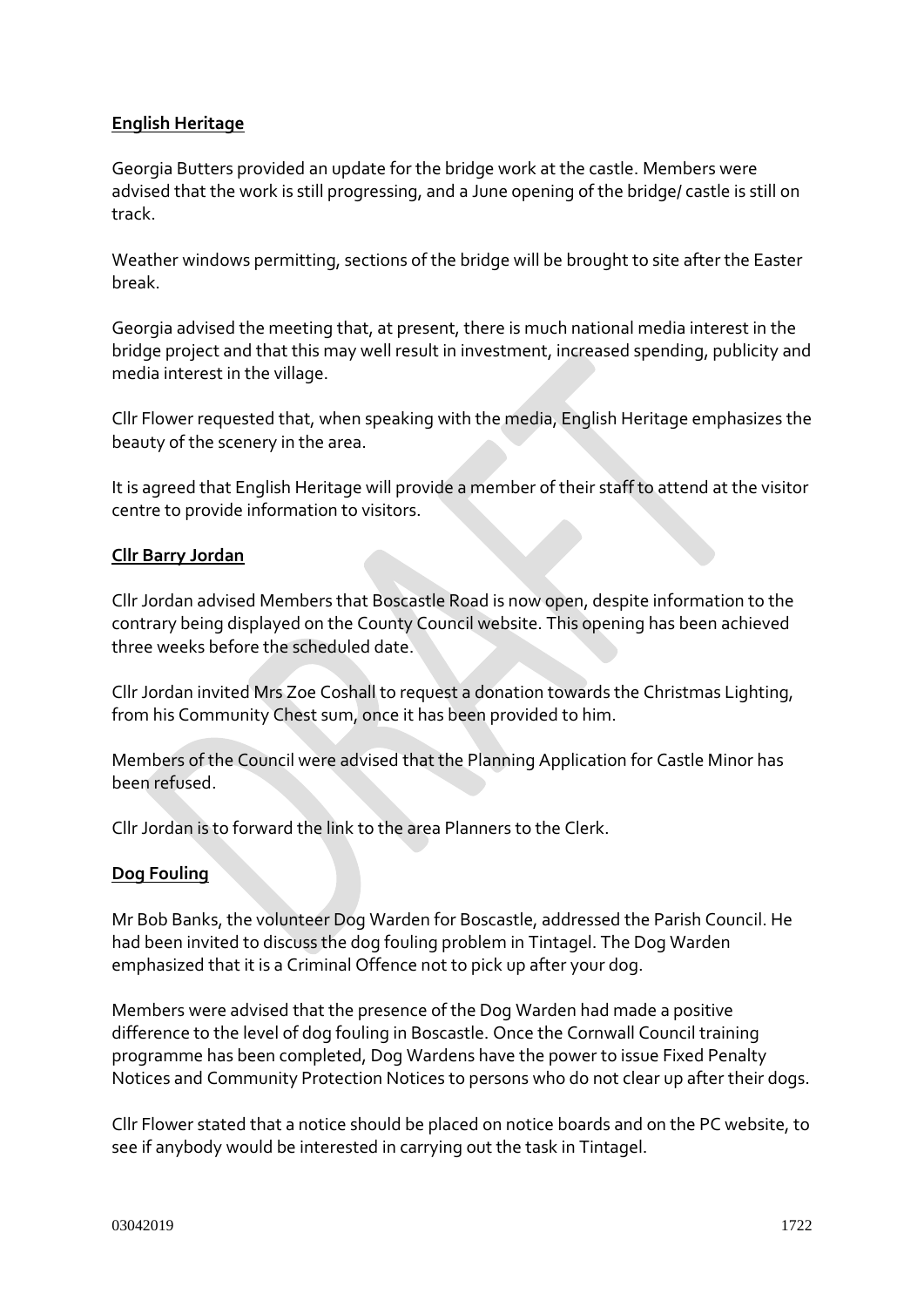**English Heritage**

Georgia Butters provided an update for the bridge work at the castle. Members were advised that the work is still progressing, and a June opening of the bridge/ castle is still on track.

Weather windows permitting, sections of the bridge will be brought to site after the Easter break.

Georgia advised the meeting that, at present, there is much national media interest in the bridge project and that this may well result in investment, increased spending, publicity and media interest in the village.

Cllr Flower requested that, when speaking with the media, English Heritage emphasizes the beauty of the scenery in the area.

It is agreed that English Heritage will provide a member of their staff to attend at the visitor centre to provide information to visitors.

**Cllr Barry Jordan**

Cllr Jordan advised Members that Boscastle Road is now open, despite information to the contrary being displayed on the County Council website. This opening has been achieved three weeks before the scheduled date.

Cllr Jordan invited Mrs Zoe Coshall to request a donation towards the Christmas Lighting, from his Community Chest sum, once it has been provided to him.

Members of the Council were advised that the Planning Application for Castle Minor has been refused.

Cllr Jordan is to forward the link to the area Planners to the Clerk.

**Dog Fouling**

Mr Bob Banks, the volunteer Dog Warden for Boscastle, addressed the Parish Council. He had been invited to discuss the dog fouling problem in Tintagel. The Dog Warden emphasized that it is a Criminal Offence not to pick up after your dog.

Members were advised that the presence of the Dog Warden had made a positive difference to the level of dog fouling in Boscastle. Once the Cornwall Council training programme has been completed, Dog Wardens have the power to issue Fixed Penalty Notices and Community Protection Notices to persons who do not clear up after their dogs.

Cllr Flower stated that a notice should be placed on notice boards and on the PC website, to see if anybody would be interested in carrying out the task in Tintagel.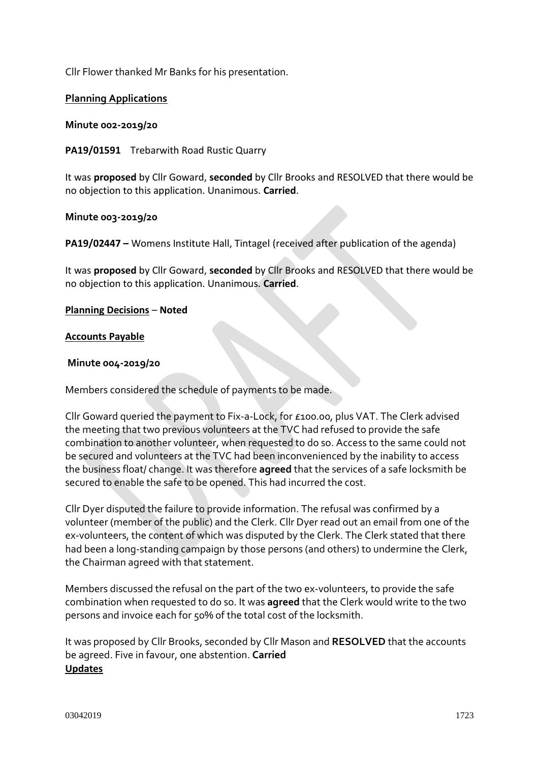Cllr Flower thanked Mr Banks for his presentation.

**Planning Applications**

**Minute 002-2019/20**

**PA19/01591** Trebarwith Road Rustic Quarry

It was **proposed** by Cllr Goward, **seconded** by Cllr Brooks and RESOLVED that there would be no objection to this application. Unanimous. **Carried**.

**Minute 003-2019/20**

**PA19/02447 –** Womens Institute Hall, Tintagel (received after publication of the agenda)

It was **proposed** by Cllr Goward, **seconded** by Cllr Brooks and RESOLVED that there would be no objection to this application. Unanimous. **Carried**.

**Planning Decisions** – **Noted**

**Accounts Payable**

**Minute 004-2019/20**

Members considered the schedule of payments to be made.

Cllr Goward queried the payment to Fix-a-Lock, for £100.00, plus VAT. The Clerk advised the meeting that two previous volunteers at the TVC had refused to provide the safe combination to another volunteer, when requested to do so. Access to the same could not be secured and volunteers at the TVC had been inconvenienced by the inability to access the business float/ change. It was therefore **agreed** that the services of a safe locksmith be secured to enable the safe to be opened. This had incurred the cost.

Cllr Dyer disputed the failure to provide information. The refusal was confirmed by a volunteer (member of the public) and the Clerk. Cllr Dyer read out an email from one of the ex-volunteers, the content of which was disputed by the Clerk. The Clerk stated that there had been a long-standing campaign by those persons (and others) to undermine the Clerk, the Chairman agreed with that statement.

Members discussed the refusal on the part of the two ex-volunteers, to provide the safe combination when requested to do so. It was **agreed** that the Clerk would write to the two persons and invoice each for 50% of the total cost of the locksmith.

It was proposed by Cllr Brooks, seconded by Cllr Mason and **RESOLVED** that the accounts be agreed. Five in favour, one abstention. **Carried**

**Updates**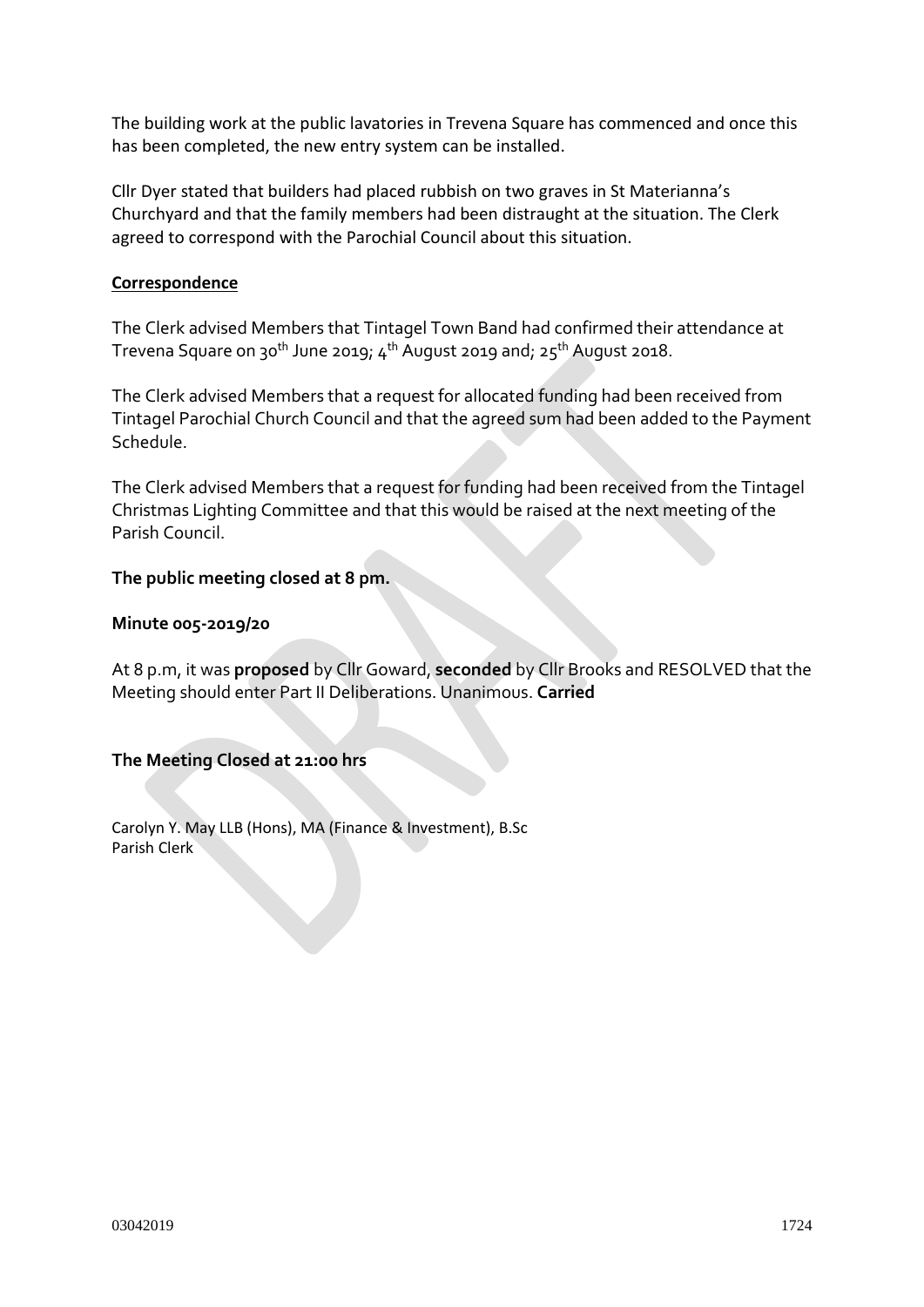The building work at the public lavatories in Trevena Square has commenced and once this has been completed, the new entry system can be installed.

Cllr Dyer stated that builders had placed rubbish on two graves in St Materianna's Churchyard and that the family members had been distraught at the situation. The Clerk agreed to correspond with the Parochial Council about this situation.

**Correspondence**

The Clerk advised Members that Tintagel Town Band had confirmed their attendance at Trevena Square on 30th June 2019; 4th August 2019 and; 25th August 2018.

The Clerk advised Members that a request for allocated funding had been received from Tintagel Parochial Church Council and that the agreed sum had been added to the Payment Schedule.

The Clerk advised Members that a request for funding had been received from the Tintagel Christmas Lighting Committee and that this would be raised at the next meeting of the Parish Council.

**The public meeting closed at 8 pm.**

**Minute 005-2019/20**

At 8 p.m, it was **proposed** by Cllr Goward, **seconded** by Cllr Brooks and RESOLVED that the Meeting should enter Part II Deliberations. Unanimous. **Carried**

**The Meeting Closed at 21:00 hrs**

Carolyn Y. May LLB (Hons), MA (Finance & Investment), B.Sc
Parish Clerk

03042019